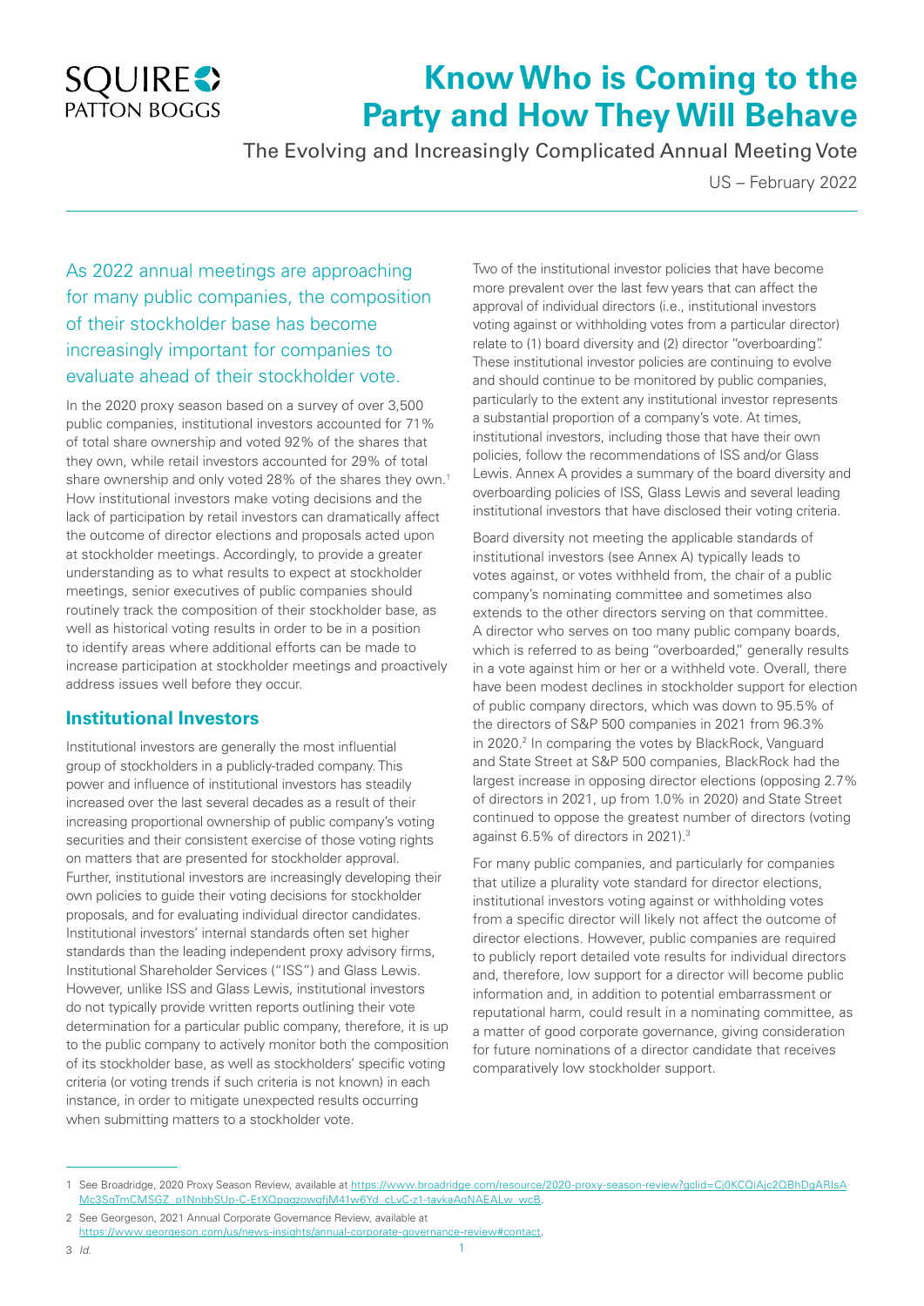SQUIRE PATTON BOGGS

# Know Who is Coming to the Party and How They Will Behave

The Evolving and Increasingly Complicated Annual Meeting Vote

US – February 2022

As 2022 annual meetings are approaching for many public companies, the composition of their stockholder base has become increasingly important for companies to evaluate ahead of their stockholder vote.

In the 2020 proxy season based on a survey of over 3,500 public companies, institutional investors accounted for 71% of total share ownership and voted 92% of the shares that they own, while retail investors accounted for 29% of total share ownership and only voted 28% of the shares they own.[1] How institutional investors make voting decisions and the lack of participation by retail investors can dramatically affect the outcome of director elections and proposals acted upon at stockholder meetings. Accordingly, to provide a greater understanding as to what results to expect at stockholder meetings, senior executives of public companies should routinely track the composition of their stockholder base, as well as historical voting results in order to be in a position to identify areas where additional efforts can be made to increase participation at stockholder meetings and proactively address issues well before they occur.

## Institutional Investors

Institutional investors are generally the most influential group of stockholders in a publicly-traded company. This power and influence of institutional investors has steadily increased over the last several decades as a result of their increasing proportional ownership of public company's voting securities and their consistent exercise of those voting rights on matters that are presented for stockholder approval. Further, institutional investors are increasingly developing their own policies to guide their voting decisions for stockholder proposals, and for evaluating individual director candidates. Institutional investors' internal standards often set higher standards than the leading independent proxy advisory firms, Institutional Shareholder Services ("ISS") and Glass Lewis. However, unlike ISS and Glass Lewis, institutional investors do not typically provide written reports outlining their vote determination for a particular public company, therefore, it is up to the public company to actively monitor both the composition of its stockholder base, as well as stockholders' specific voting criteria (or voting trends if such criteria is not known) in each instance, in order to mitigate unexpected results occurring when submitting matters to a stockholder vote.

Two of the institutional investor policies that have become more prevalent over the last few years that can affect the approval of individual directors (i.e., institutional investors voting against or withholding votes from a particular director) relate to (1) board diversity and (2) director "overboarding". These institutional investor policies are continuing to evolve and should continue to be monitored by public companies, particularly to the extent any institutional investor represents a substantial proportion of a company's vote. At times, institutional investors, including those that have their own policies, follow the recommendations of ISS and/or Glass Lewis. Annex A provides a summary of the board diversity and overboarding policies of ISS, Glass Lewis and several leading institutional investors that have disclosed their voting criteria.

Board diversity not meeting the applicable standards of institutional investors (see Annex A) typically leads to votes against, or votes withheld from, the chair of a public company's nominating committee and sometimes also extends to the other directors serving on that committee. A director who serves on too many public company boards, which is referred to as being "overboarded," generally results in a vote against him or her or a withheld vote. Overall, there have been modest declines in stockholder support for election of public company directors, which was down to 95.5% of the directors of S&P 500 companies in 2021 from 96.3% in 2020.[2] In comparing the votes by BlackRock, Vanguard and State Street at S&P 500 companies, BlackRock had the largest increase in opposing director elections (opposing 2.7% of directors in 2021, up from 1.0% in 2020) and State Street continued to oppose the greatest number of directors (voting against 6.5% of directors in 2021).[3]

For many public companies, and particularly for companies that utilize a plurality vote standard for director elections, institutional investors voting against or withholding votes from a specific director will likely not affect the outcome of director elections. However, public companies are required to publicly report detailed vote results for individual directors and, therefore, low support for a director will become public information and, in addition to potential embarrassment or reputational harm, could result in a nominating committee, as a matter of good corporate governance, giving consideration for future nominations of a director candidate that receives comparatively low stockholder support.

---

1 See Broadridge, 2020 Proxy Season Review, available at https://www.broadridge.com/resource/2020-proxy-season-review?gclid=Cj0KCQiAjc2QBhDgARIsAMc3SqTmCMSGZ_p1NnbbSUp-C-EtXQpqqzowgfjM41w6Yd_cLvC-z1-tavkaAgNAEALw_wcB.

2 See Georgeson, 2021 Annual Corporate Governance Review, available at https://www.georgeson.com/us/news-insights/annual-corporate-governance-review#contact.

3 *Id.*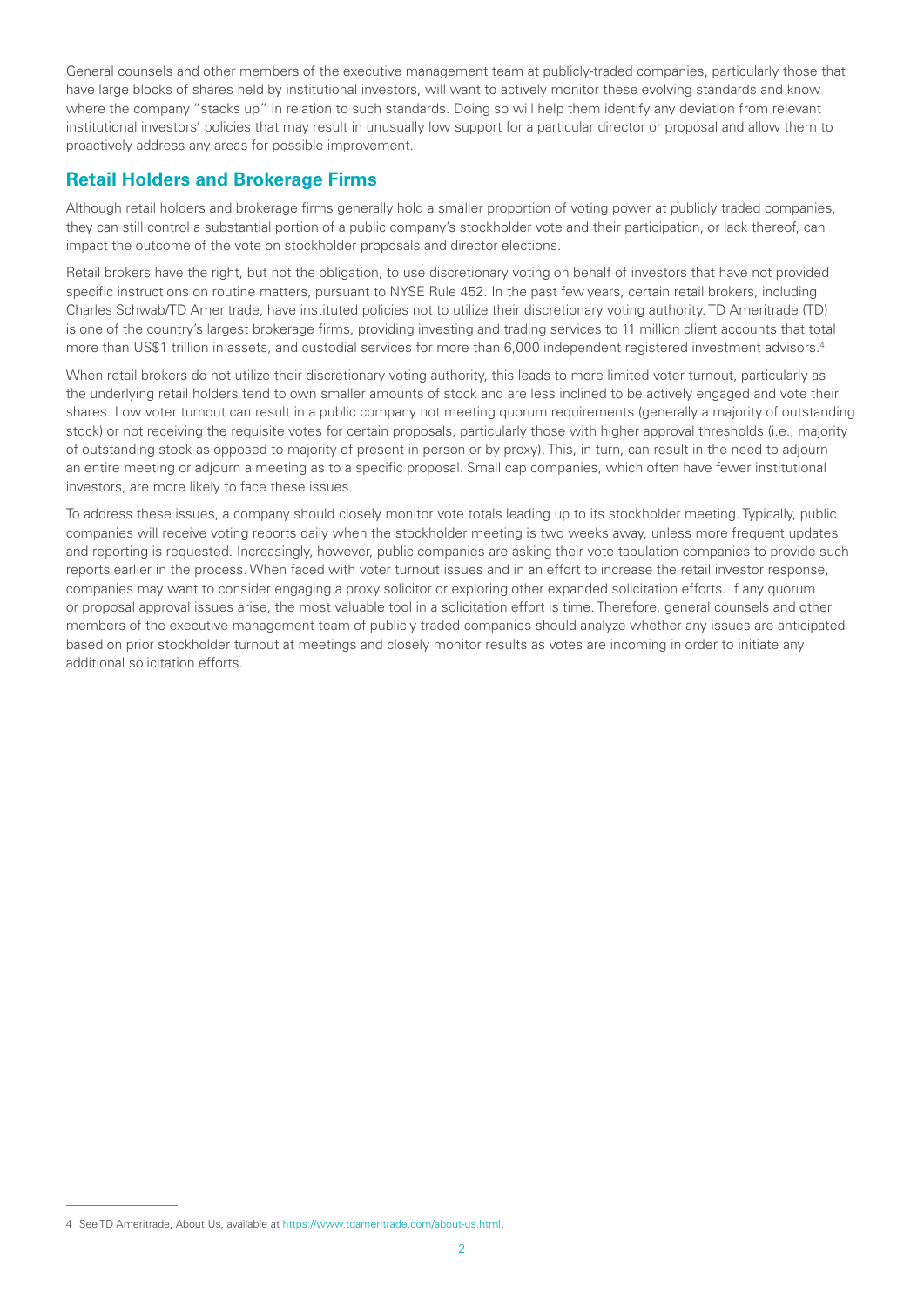General counsels and other members of the executive management team at publicly-traded companies, particularly those that have large blocks of shares held by institutional investors, will want to actively monitor these evolving standards and know where the company "stacks up" in relation to such standards. Doing so will help them identify any deviation from relevant institutional investors' policies that may result in unusually low support for a particular director or proposal and allow them to proactively address any areas for possible improvement.

## Retail Holders and Brokerage Firms

Although retail holders and brokerage firms generally hold a smaller proportion of voting power at publicly traded companies, they can still control a substantial portion of a public company's stockholder vote and their participation, or lack thereof, can impact the outcome of the vote on stockholder proposals and director elections.

Retail brokers have the right, but not the obligation, to use discretionary voting on behalf of investors that have not provided specific instructions on routine matters, pursuant to NYSE Rule 452. In the past few years, certain retail brokers, including Charles Schwab/TD Ameritrade, have instituted policies not to utilize their discretionary voting authority. TD Ameritrade (TD) is one of the country's largest brokerage firms, providing investing and trading services to 11 million client accounts that total more than US$1 trillion in assets, and custodial services for more than 6,000 independent registered investment advisors.[4]

When retail brokers do not utilize their discretionary voting authority, this leads to more limited voter turnout, particularly as the underlying retail holders tend to own smaller amounts of stock and are less inclined to be actively engaged and vote their shares. Low voter turnout can result in a public company not meeting quorum requirements (generally a majority of outstanding stock) or not receiving the requisite votes for certain proposals, particularly those with higher approval thresholds (i.e., majority of outstanding stock as opposed to majority of present in person or by proxy). This, in turn, can result in the need to adjourn an entire meeting or adjourn a meeting as to a specific proposal. Small cap companies, which often have fewer institutional investors, are more likely to face these issues.

To address these issues, a company should closely monitor vote totals leading up to its stockholder meeting. Typically, public companies will receive voting reports daily when the stockholder meeting is two weeks away, unless more frequent updates and reporting is requested. Increasingly, however, public companies are asking their vote tabulation companies to provide such reports earlier in the process. When faced with voter turnout issues and in an effort to increase the retail investor response, companies may want to consider engaging a proxy solicitor or exploring other expanded solicitation efforts. If any quorum or proposal approval issues arise, the most valuable tool in a solicitation effort is time. Therefore, general counsels and other members of the executive management team of publicly traded companies should analyze whether any issues are anticipated based on prior stockholder turnout at meetings and closely monitor results as votes are incoming in order to initiate any additional solicitation efforts.

---

4 See TD Ameritrade, About Us, available at https://www.tdameritrade.com/about-us.html.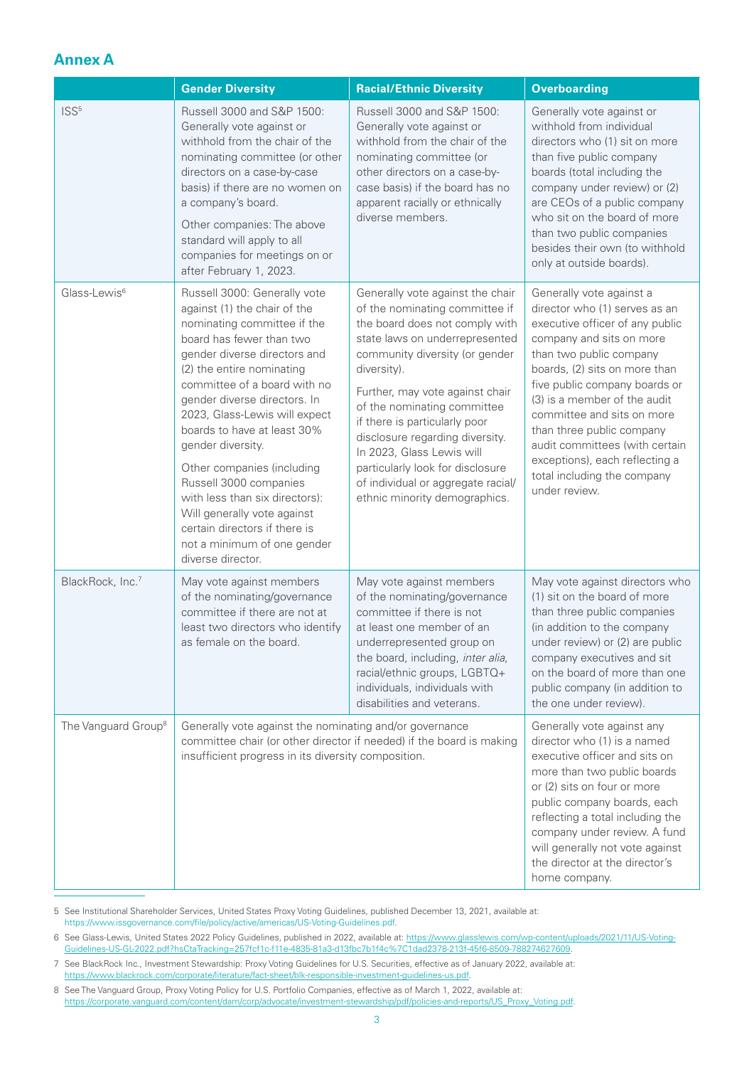## Annex A

| | Gender Diversity | Racial/Ethnic Diversity | Overboarding |
|---|---|---|---|
| ISS[5] | Russell 3000 and S&P 1500: Generally vote against or withhold from the chair of the nominating committee (or other directors on a case-by-case basis) if there are no women on a company's board.<br><br>Other companies: The above standard will apply to all companies for meetings on or after February 1, 2023. | Russell 3000 and S&P 1500: Generally vote against or withhold from the chair of the nominating committee (or other directors on a case-by-case basis) if the board has no apparent racially or ethnically diverse members. | Generally vote against or withhold from individual directors who (1) sit on more than five public company boards (total including the company under review) or (2) are CEOs of a public company who sit on the board of more than two public companies besides their own (to withhold only at outside boards). |
| Glass-Lewis[6] | Russell 3000: Generally vote against (1) the chair of the nominating committee if the board has fewer than two gender diverse directors and (2) the entire nominating committee of a board with no gender diverse directors. In 2023, Glass-Lewis will expect boards to have at least 30% gender diversity.<br><br>Other companies (including Russell 3000 companies with less than six directors): Will generally vote against certain directors if there is not a minimum of one gender diverse director. | Generally vote against the chair of the nominating committee if the board does not comply with state laws on underrepresented community diversity (or gender diversity).<br><br>Further, may vote against chair of the nominating committee if there is particularly poor disclosure regarding diversity. In 2023, Glass Lewis will particularly look for disclosure of individual or aggregate racial/ethnic minority demographics. | Generally vote against a director who (1) serves as an executive officer of any public company and sits on more than two public company boards, (2) sits on more than five public company boards or (3) is a member of the audit committee and sits on more than three public company audit committees (with certain exceptions), each reflecting a total including the company under review. |
| BlackRock, Inc.[7] | May vote against members of the nominating/governance committee if there are not at least two directors who identify as female on the board. | May vote against members of the nominating/governance committee if there is not at least one member of an underrepresented group on the board, including, *inter alia*, racial/ethnic groups, LGBTQ+ individuals, individuals with disabilities and veterans. | May vote against directors who (1) sit on the board of more than three public companies (in addition to the company under review) or (2) are public company executives and sit on the board of more than one public company (in addition to the one under review). |
| The Vanguard Group[8] | Generally vote against the nominating and/or governance committee chair (or other director if needed) if the board is making insufficient progress in its diversity composition. | | Generally vote against any director who (1) is a named executive officer and sits on more than two public boards or (2) sits on four or more public company boards, each reflecting a total including the company under review. A fund will generally not vote against the director at the director's home company. |

5 See Institutional Shareholder Services, United States Proxy Voting Guidelines, published December 13, 2021, available at: https://www.issgovernance.com/file/policy/active/americas/US-Voting-Guidelines.pdf.

6 See Glass-Lewis, United States 2022 Policy Guidelines, published in 2022, available at: https://www.glasslewis.com/wp-content/uploads/2021/11/US-Voting-Guidelines-US-GL-2022.pdf?hsCtaTracking=257fcf1c-f11e-4835-81a3-d13fbc7b1f4c%7C1dad2378-213f-45f6-8509-788274627609.

7 See BlackRock Inc., Investment Stewardship: Proxy Voting Guidelines for U.S. Securities, effective as of January 2022, available at: https://www.blackrock.com/corporate/literature/fact-sheet/blk-responsible-investment-guidelines-us.pdf.

8 See The Vanguard Group, Proxy Voting Policy for U.S. Portfolio Companies, effective as of March 1, 2022, available at: https://corporate.vanguard.com/content/dam/corp/advocate/investment-stewardship/pdf/policies-and-reports/US_Proxy_Voting.pdf.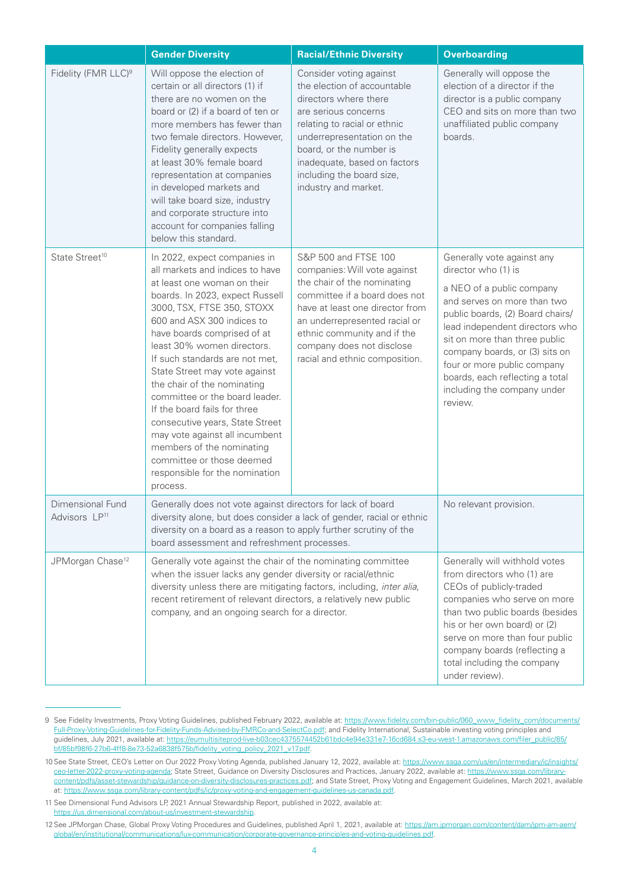| | Gender Diversity | Racial/Ethnic Diversity | Overboarding |
|---|---|---|---|
| Fidelity (FMR LLC)[9] | Will oppose the election of certain or all directors (1) if there are no women on the board or (2) if a board of ten or more members has fewer than two female directors. However, Fidelity generally expects at least 30% female board representation at companies in developed markets and will take board size, industry and corporate structure into account for companies falling below this standard. | Consider voting against the election of accountable directors where there are serious concerns relating to racial or ethnic underrepresentation on the board, or the number is inadequate, based on factors including the board size, industry and market. | Generally will oppose the election of a director if the director is a public company CEO and sits on more than two unaffiliated public company boards. |
| State Street[10] | In 2022, expect companies in all markets and indices to have at least one woman on their boards. In 2023, expect Russell 3000, TSX, FTSE 350, STOXX 600 and ASX 300 indices to have boards comprised of at least 30% women directors. If such standards are not met, State Street may vote against the chair of the nominating committee or the board leader. If the board fails for three consecutive years, State Street may vote against all incumbent members of the nominating committee or those deemed responsible for the nomination process. | S&P 500 and FTSE 100 companies: Will vote against the chair of the nominating committee if a board does not have at least one director from an underrepresented racial or ethnic community and if the company does not disclose racial and ethnic composition. | Generally vote against any director who (1) is a NEO of a public company and serves on more than two public boards, (2) Board chairs/lead independent directors who sit on more than three public company boards, or (3) sits on four or more public company boards, each reflecting a total including the company under review. |
| Dimensional Fund Advisors LP[11] | Generally does not vote against directors for lack of board diversity alone, but does consider a lack of gender, racial or ethnic diversity on a board as a reason to apply further scrutiny of the board assessment and refreshment processes. | | No relevant provision. |
| JPMorgan Chase[12] | Generally vote against the chair of the nominating committee when the issuer lacks any gender diversity or racial/ethnic diversity unless there are mitigating factors, including, *inter alia*, recent retirement of relevant directors, a relatively new public company, and an ongoing search for a director. | | Generally will withhold votes from directors who (1) are CEOs of publicly-traded companies who serve on more than two public boards (besides his or her own board) or (2) serve on more than four public company boards (reflecting a total including the company under review). |

9 See Fidelity Investments, Proxy Voting Guidelines, published February 2022, available at: https://www.fidelity.com/bin-public/060_www_fidelity_com/documents/Full-Proxy-Voting-Guidelines-for-Fidelity-Funds-Advised-by-FMRCo-and-SelectCo.pdf; and Fidelity International, Sustainable investing voting principles and guidelines, July 2021, available at: https://eumultisiteprod-live-b03cec4375574452b61bdc4e94e331e7-16cd684.s3-eu-west-1.amazonaws.com/filer_public/85/bf/85bf98f6-27b6-4ff8-8e73-52a6838f575b/fidelity_voting_policy_2021_v17.pdf.

10 See State Street, CEO's Letter on Our 2022 Proxy Voting Agenda, published January 12, 2022, available at: https://www.ssga.com/us/en/intermediary/ic/insights/ceo-letter-2022-proxy-voting-agenda; State Street, Guidance on Diversity Disclosures and Practices, January 2022, available at: https://www.ssga.com/library-content/pdfs/asset-stewardship/guidance-on-diversity-disclosures-practices.pdf; and State Street, Proxy Voting and Engagement Guidelines, March 2021, available at: https://www.ssga.com/library-content/pdfs/ic/proxy-voting-and-engagement-guidelines-us-canada.pdf.

11 See Dimensional Fund Advisors LP, 2021 Annual Stewardship Report, published in 2022, available at: https://us.dimensional.com/about-us/investment-stewardship.

12 See JPMorgan Chase, Global Proxy Voting Procedures and Guidelines, published April 1, 2021, available at: https://am.jpmorgan.com/content/dam/jpm-am-aem/global/en/institutional/communications/lux-communication/corporate-governance-principles-and-voting-guidelines.pdf.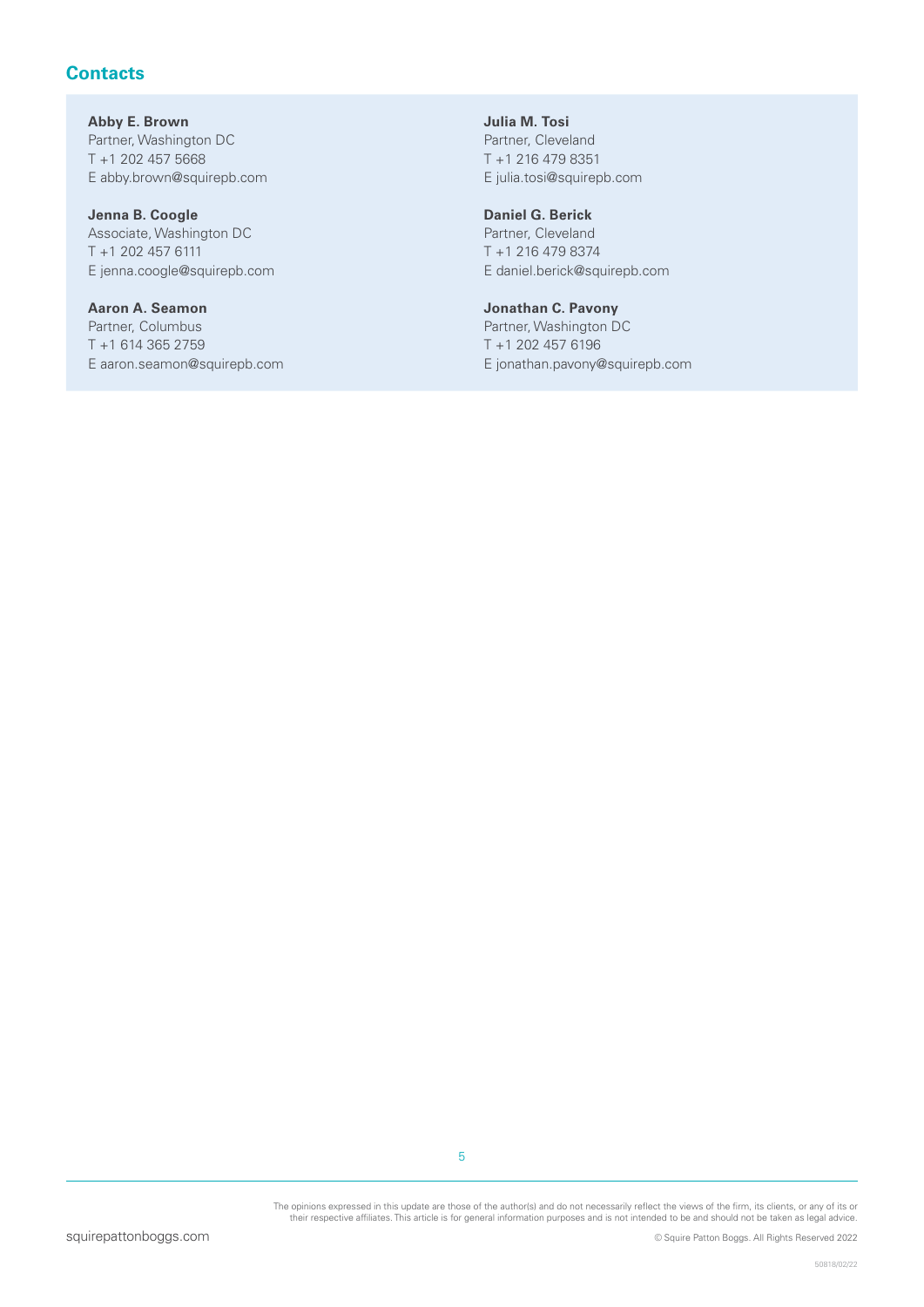## Contacts

**Abby E. Brown**
Partner, Washington DC
T +1 202 457 5668
E abby.brown@squirepb.com

**Jenna B. Coogle**
Associate, Washington DC
T +1 202 457 6111
E jenna.coogle@squirepb.com

**Aaron A. Seamon**
Partner, Columbus
T +1 614 365 2759
E aaron.seamon@squirepb.com

**Julia M. Tosi**
Partner, Cleveland
T +1 216 479 8351
E julia.tosi@squirepb.com

**Daniel G. Berick**
Partner, Cleveland
T +1 216 479 8374
E daniel.berick@squirepb.com

**Jonathan C. Pavony**
Partner, Washington DC
T +1 202 457 6196
E jonathan.pavony@squirepb.com

The opinions expressed in this update are those of the author(s) and do not necessarily reflect the views of the firm, its clients, or any of its or their respective affiliates. This article is for general information purposes and is not intended to be and should not be taken as legal advice.

squirepattonboggs.com

© Squire Patton Boggs. All Rights Reserved 2022

50818/02/22